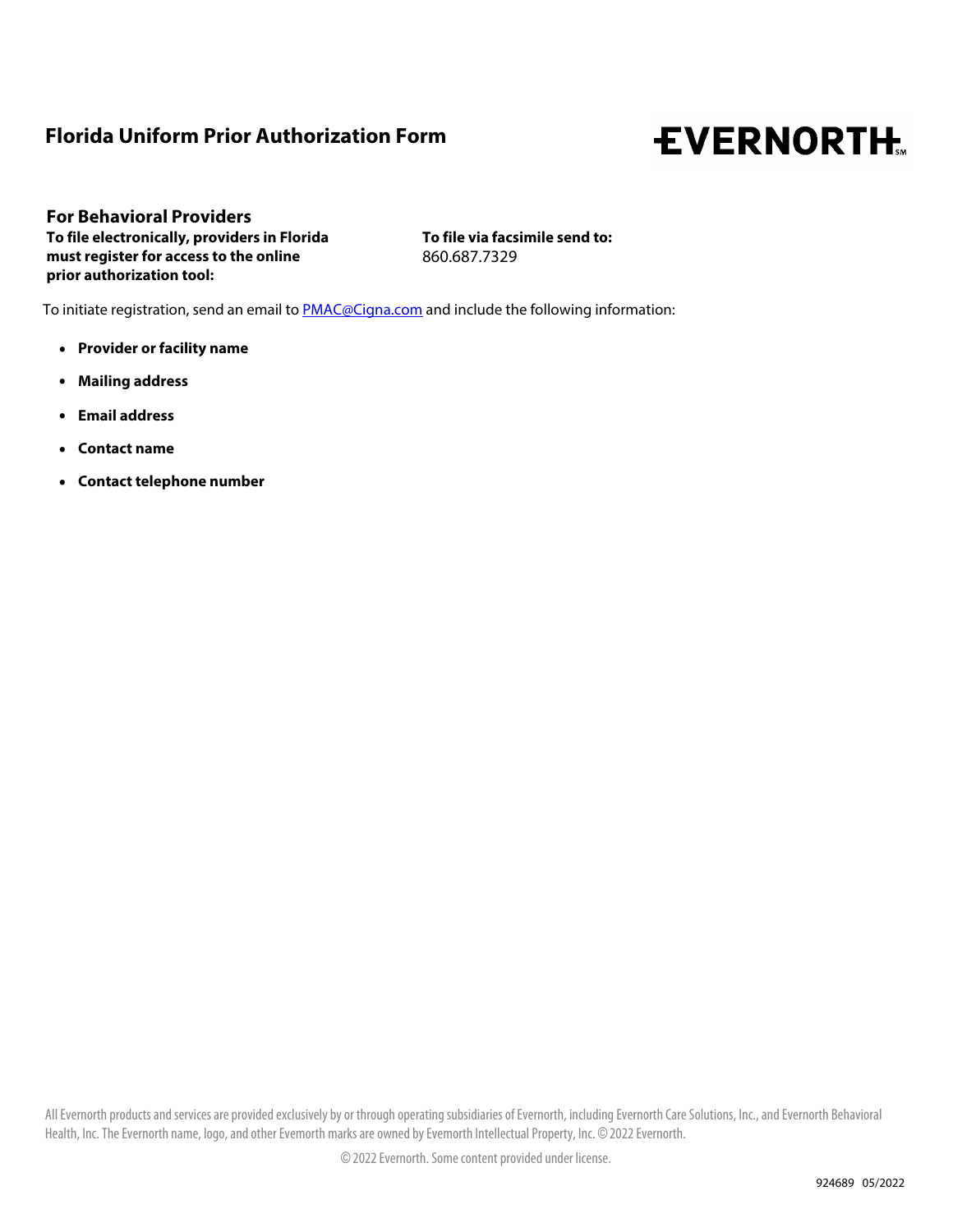# Florida Uniform Prior Authorization Form

EVERNORTH

## For Behavioral Providers

**To file electronically, providers in Florida must register for access to the online prior authorization tool:**

**To file via facsimile send to:**
860.687.7329

To initiate registration, send an email to PMAC@Cigna.com and include the following information:

- **Provider or facility name**
- **Mailing address**
- **Email address**
- **Contact name**
- **Contact telephone number**

All Evernorth products and services are provided exclusively by or through operating subsidiaries of Evernorth, including Evernorth Care Solutions, Inc., and Evernorth Behavioral Health, Inc. The Evernorth name, logo, and other Evernorth marks are owned by Evernorth Intellectual Property, Inc. © 2022 Evernorth.

© 2022 Evernorth. Some content provided under license.

924689 05/2022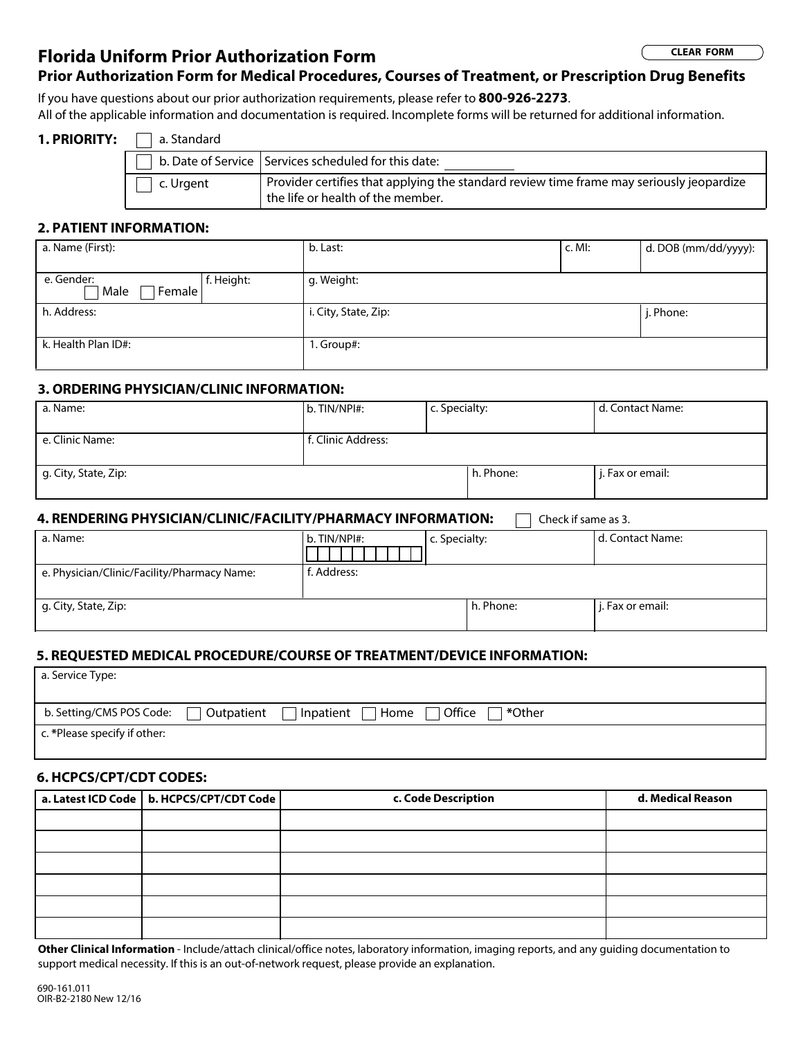# Florida Uniform Prior Authorization Form

## Prior Authorization Form for Medical Procedures, Courses of Treatment, or Prescription Drug Benefits

If you have questions about our prior authorization requirements, please refer to **800-926-2273**.
All of the applicable information and documentation is required. Incomplete forms will be returned for additional information.

### 1. PRIORITY:

☐ a. Standard

| | |
|---|---|
| ☐ b. Date of Service | Services scheduled for this date: ________ |
| ☐ c. Urgent | Provider certifies that applying the standard review time frame may seriously jeopardize the life or health of the member. |

### 2. PATIENT INFORMATION:

| | | | |
|---|---|---|---|
| a. Name (First): | b. Last: | c. MI: | d. DOB (mm/dd/yyyy): |
| e. Gender: ☐ Male ☐ Female / f. Height: | g. Weight: | | |
| h. Address: | i. City, State, Zip: | | j. Phone: |
| k. Health Plan ID#: | 1. Group#: | | |

### 3. ORDERING PHYSICIAN/CLINIC INFORMATION:

| | | | |
|---|---|---|---|
| a. Name: | b. TIN/NPI#: | c. Specialty: | d. Contact Name: |
| e. Clinic Name: | f. Clinic Address: | | |
| g. City, State, Zip: | | h. Phone: | j. Fax or email: |

### 4. RENDERING PHYSICIAN/CLINIC/FACILITY/PHARMACY INFORMATION: ☐ Check if same as 3.

| | | | |
|---|---|---|---|
| a. Name: | b. TIN/NPI#: | c. Specialty: | d. Contact Name: |
| e. Physician/Clinic/Facility/Pharmacy Name: | f. Address: | | |
| g. City, State, Zip: | | h. Phone: | j. Fax or email: |

### 5. REQUESTED MEDICAL PROCEDURE/COURSE OF TREATMENT/DEVICE INFORMATION:

| |
|---|
| a. Service Type: |
| b. Setting/CMS POS Code: ☐ Outpatient ☐ Inpatient ☐ Home ☐ Office ☐ *Other |
| c. *Please specify if other: |

### 6. HCPCS/CPT/CDT CODES:

| a. Latest ICD Code | b. HCPCS/CPT/CDT Code | c. Code Description | d. Medical Reason |
|---|---|---|---|
| | | | |
| | | | |
| | | | |
| | | | |
| | | | |
| | | | |

**Other Clinical Information** - Include/attach clinical/office notes, laboratory information, imaging reports, and any guiding documentation to support medical necessity. If this is an out-of-network request, please provide an explanation.

690-161.011
OIR-B2-2180 New 12/16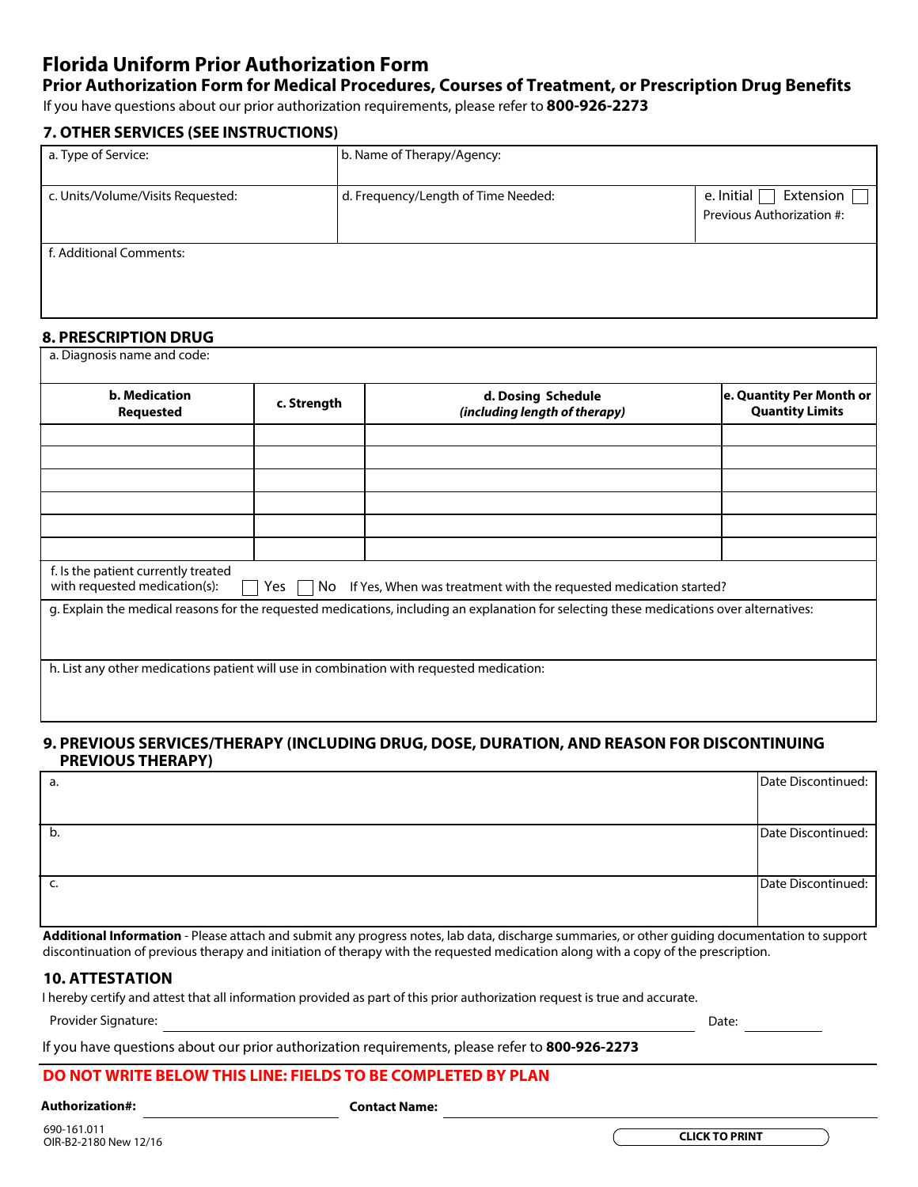# Florida Uniform Prior Authorization Form

## Prior Authorization Form for Medical Procedures, Courses of Treatment, or Prescription Drug Benefits

If you have questions about our prior authorization requirements, please refer to **800-926-2273**

### 7. OTHER SERVICES (SEE INSTRUCTIONS)

| | | |
|---|---|---|
| a. Type of Service: | b. Name of Therapy/Agency: | |
| c. Units/Volume/Visits Requested: | d. Frequency/Length of Time Needed: | e. Initial ☐ Extension ☐<br>Previous Authorization #: |
| f. Additional Comments: | | |

### 8. PRESCRIPTION DRUG

a. Diagnosis name and code:

| b. Medication Requested | c. Strength | d. Dosing Schedule *(including length of therapy)* | e. Quantity Per Month or Quantity Limits |
|---|---|---|---|
| | | | |
| | | | |
| | | | |
| | | | |
| | | | |
| | | | |

f. Is the patient currently treated with requested medication(s): ☐ Yes ☐ No If Yes, When was treatment with the requested medication started?

g. Explain the medical reasons for the requested medications, including an explanation for selecting these medications over alternatives:

h. List any other medications patient will use in combination with requested medication:

### 9. PREVIOUS SERVICES/THERAPY (INCLUDING DRUG, DOSE, DURATION, AND REASON FOR DISCONTINUING PREVIOUS THERAPY)

| | |
|---|---|
| a. | Date Discontinued: |
| b. | Date Discontinued: |
| c. | Date Discontinued: |

**Additional Information** - Please attach and submit any progress notes, lab data, discharge summaries, or other guiding documentation to support discontinuation of previous therapy and initiation of therapy with the requested medication along with a copy of the prescription.

### 10. ATTESTATION

I hereby certify and attest that all information provided as part of this prior authorization request is true and accurate.

Provider Signature: ______________________________ Date: __________

If you have questions about our prior authorization requirements, please refer to **800-926-2273**

**DO NOT WRITE BELOW THIS LINE: FIELDS TO BE COMPLETED BY PLAN**

**Authorization#:** ______________ **Contact Name:** ______________

690-161.011
OIR-B2-2180 New 12/16

CLICK TO PRINT